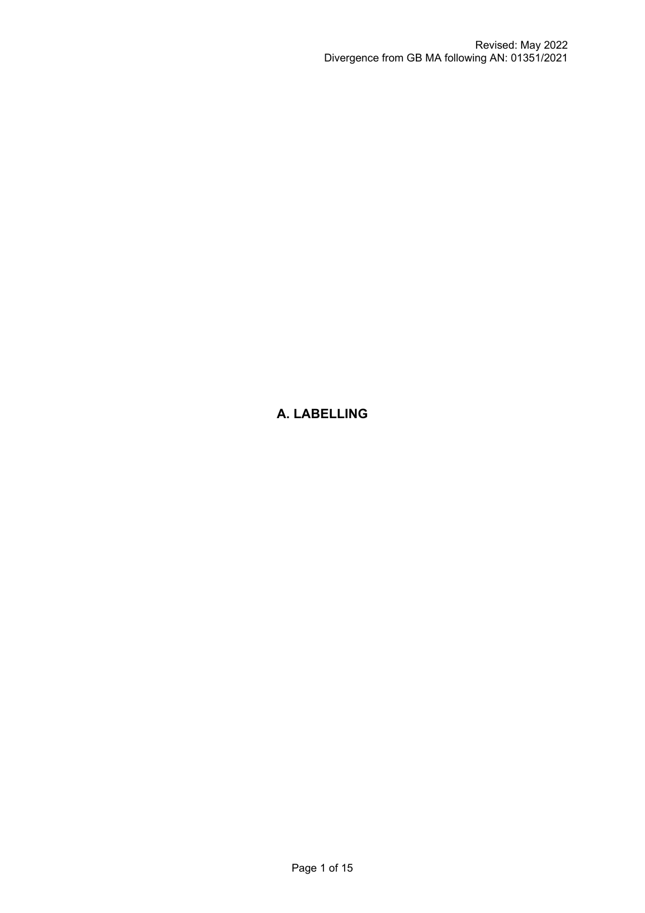Revised: May 2022
Divergence from GB MA following AN: 01351/2021

# A. LABELLING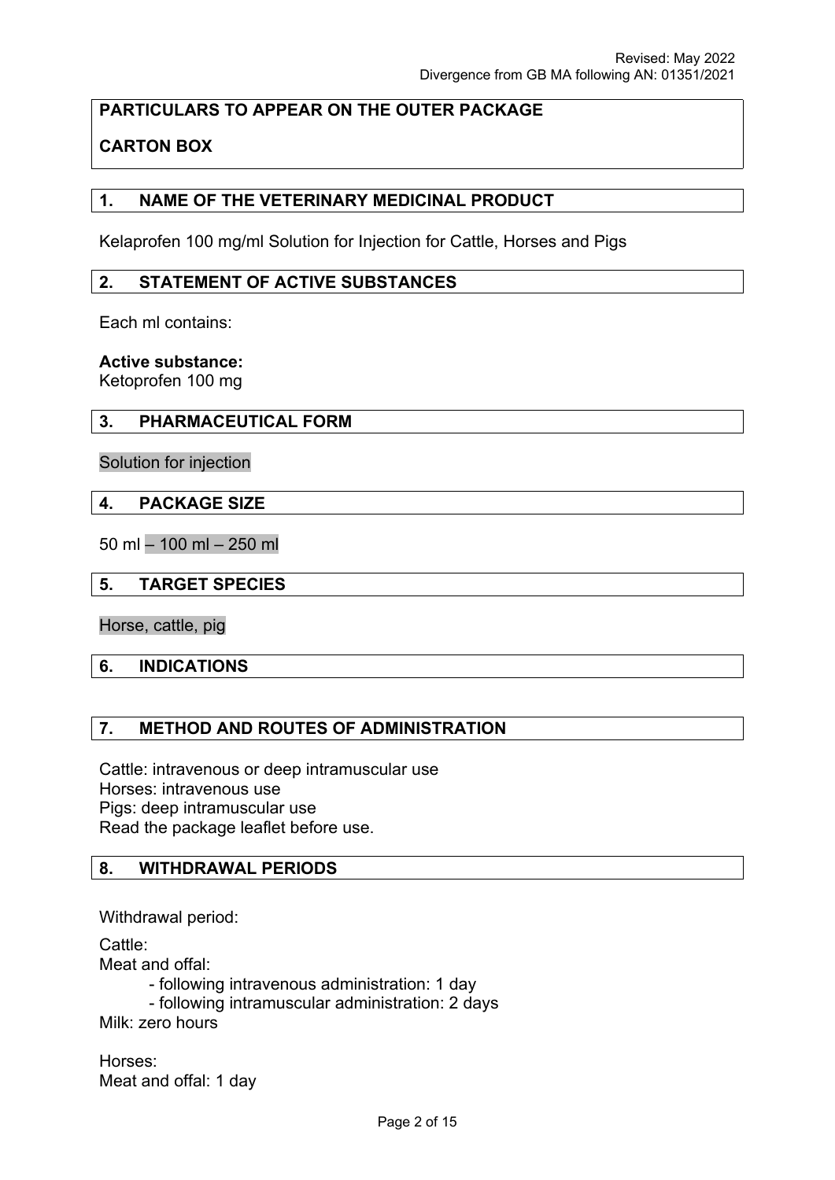**PARTICULARS TO APPEAR ON THE OUTER PACKAGE**

**CARTON BOX**

## 1. NAME OF THE VETERINARY MEDICINAL PRODUCT

Kelaprofen 100 mg/ml Solution for Injection for Cattle, Horses and Pigs

## 2. STATEMENT OF ACTIVE SUBSTANCES

Each ml contains:

**Active substance:**
Ketoprofen 100 mg

## 3. PHARMACEUTICAL FORM

Solution for injection

## 4. PACKAGE SIZE

50 ml – 100 ml – 250 ml

## 5. TARGET SPECIES

Horse, cattle, pig

## 6. INDICATIONS

## 7. METHOD AND ROUTES OF ADMINISTRATION

Cattle: intravenous or deep intramuscular use
Horses: intravenous use
Pigs: deep intramuscular use
Read the package leaflet before use.

## 8. WITHDRAWAL PERIODS

Withdrawal period:

Cattle:
Meat and offal:
- following intravenous administration: 1 day
- following intramuscular administration: 2 days

Milk: zero hours

Horses:
Meat and offal: 1 day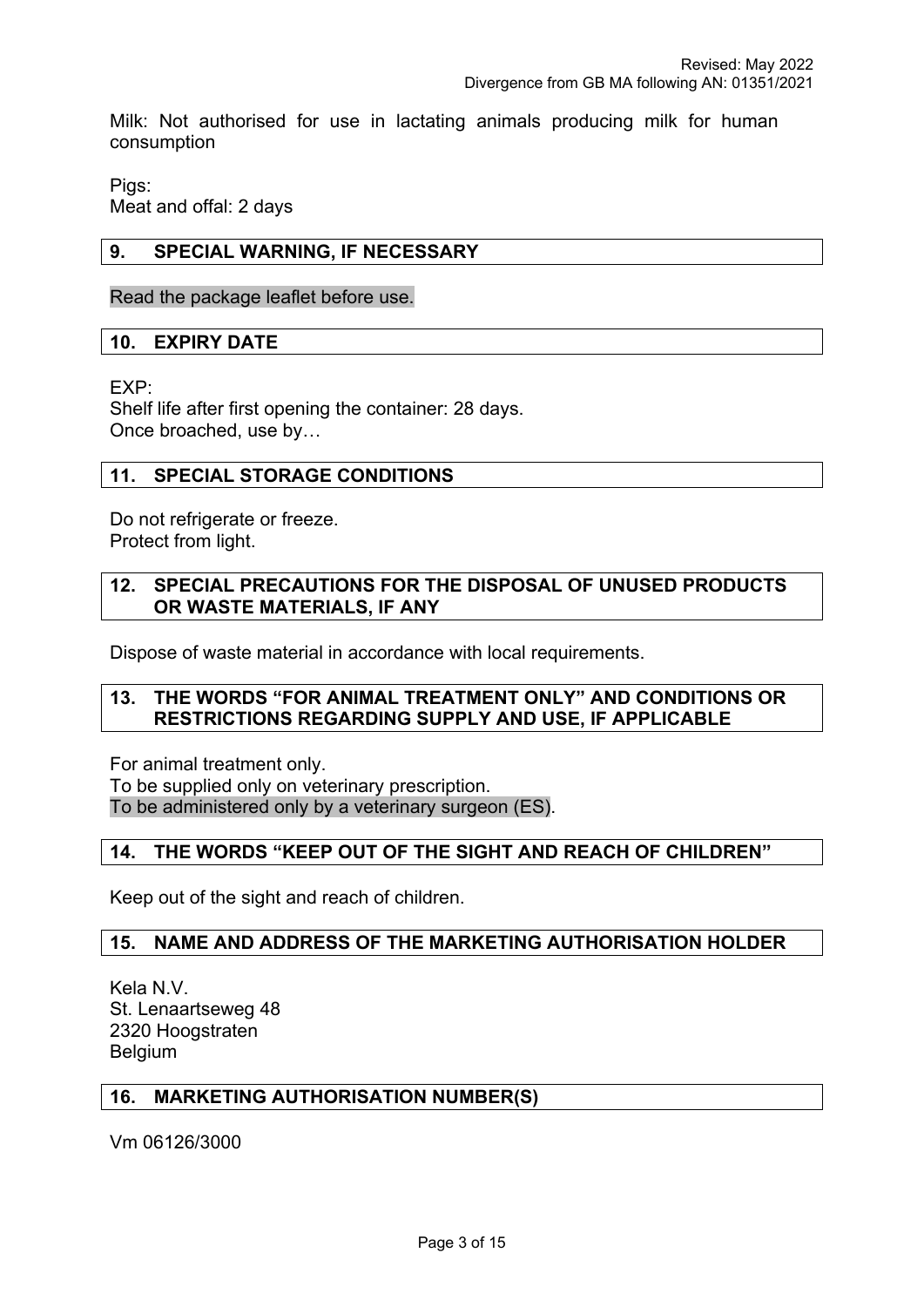Milk: Not authorised for use in lactating animals producing milk for human consumption

Pigs:
Meat and offal: 2 days

## 9. SPECIAL WARNING, IF NECESSARY

Read the package leaflet before use.

## 10. EXPIRY DATE

EXP:
Shelf life after first opening the container: 28 days.
Once broached, use by…

## 11. SPECIAL STORAGE CONDITIONS

Do not refrigerate or freeze.
Protect from light.

## 12. SPECIAL PRECAUTIONS FOR THE DISPOSAL OF UNUSED PRODUCTS OR WASTE MATERIALS, IF ANY

Dispose of waste material in accordance with local requirements.

## 13. THE WORDS "FOR ANIMAL TREATMENT ONLY" AND CONDITIONS OR RESTRICTIONS REGARDING SUPPLY AND USE, IF APPLICABLE

For animal treatment only.
To be supplied only on veterinary prescription.
To be administered only by a veterinary surgeon (ES).

## 14. THE WORDS "KEEP OUT OF THE SIGHT AND REACH OF CHILDREN"

Keep out of the sight and reach of children.

## 15. NAME AND ADDRESS OF THE MARKETING AUTHORISATION HOLDER

Kela N.V.
St. Lenaartseweg 48
2320 Hoogstraten
Belgium

## 16. MARKETING AUTHORISATION NUMBER(S)

Vm 06126/3000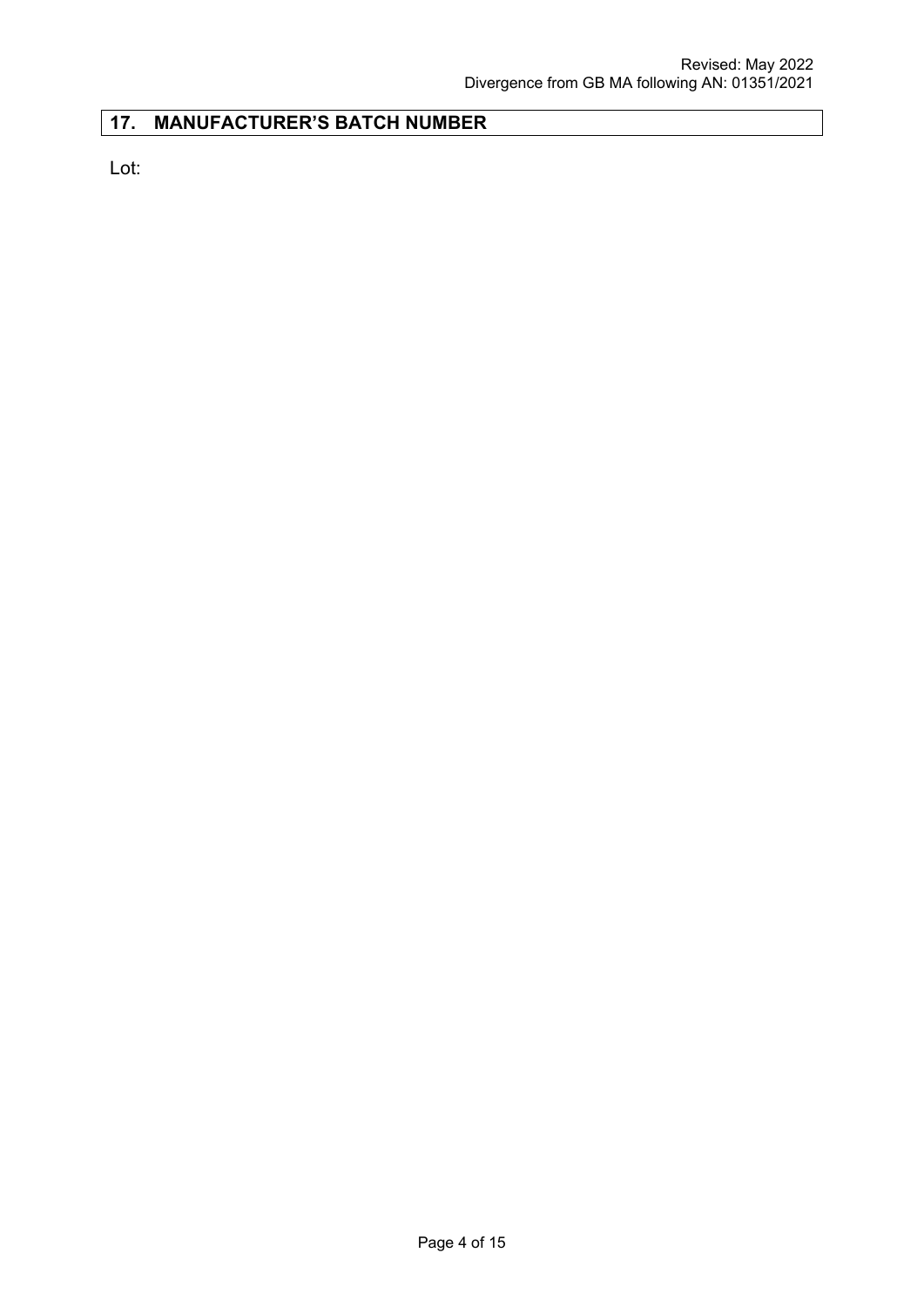## 17. MANUFACTURER'S BATCH NUMBER

Lot: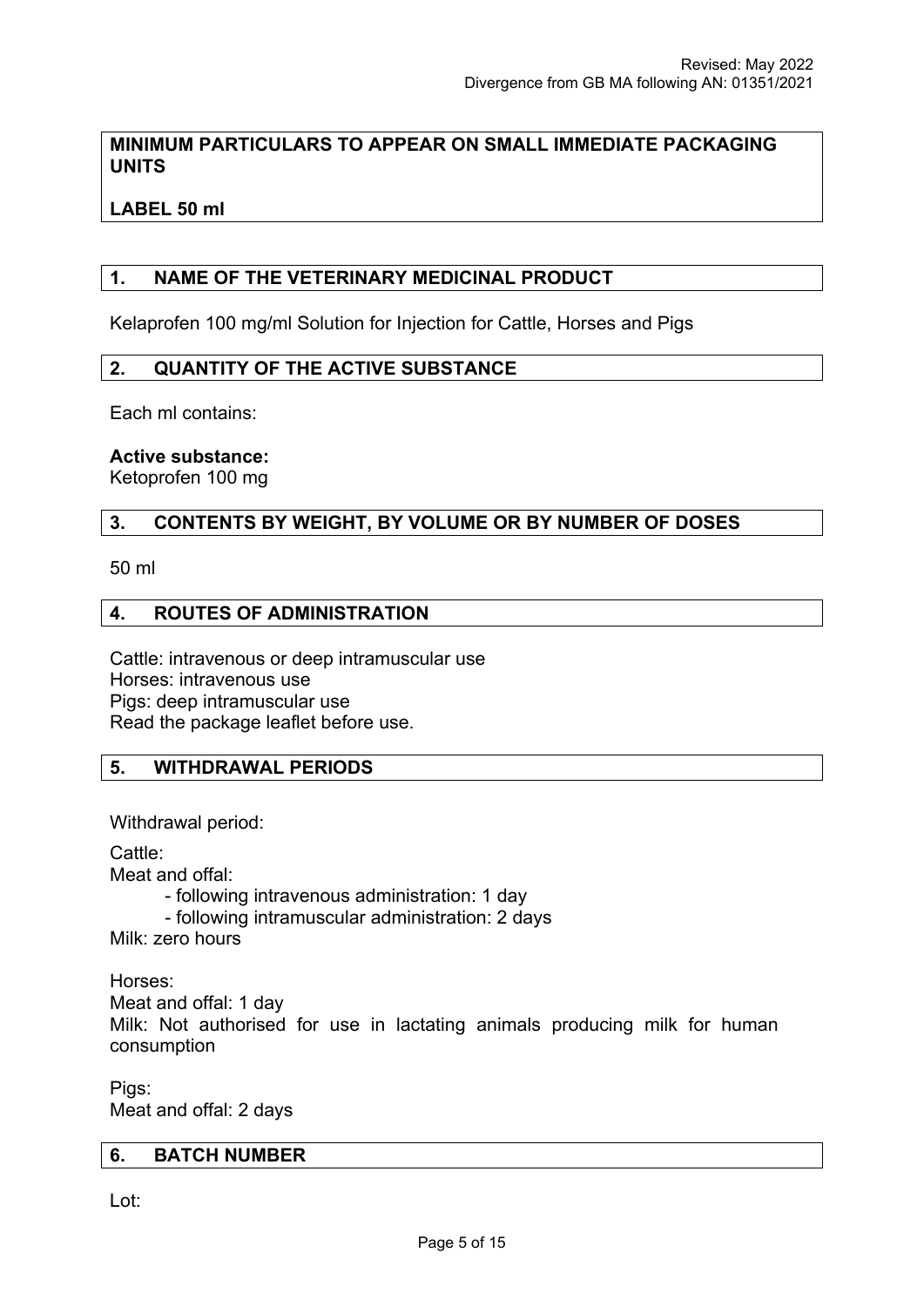**MINIMUM PARTICULARS TO APPEAR ON SMALL IMMEDIATE PACKAGING UNITS**

**LABEL 50 ml**

## 1. NAME OF THE VETERINARY MEDICINAL PRODUCT

Kelaprofen 100 mg/ml Solution for Injection for Cattle, Horses and Pigs

## 2. QUANTITY OF THE ACTIVE SUBSTANCE

Each ml contains:

**Active substance:**
Ketoprofen 100 mg

## 3. CONTENTS BY WEIGHT, BY VOLUME OR BY NUMBER OF DOSES

50 ml

## 4. ROUTES OF ADMINISTRATION

Cattle: intravenous or deep intramuscular use
Horses: intravenous use
Pigs: deep intramuscular use
Read the package leaflet before use.

## 5. WITHDRAWAL PERIODS

Withdrawal period:

Cattle:
Meat and offal:
- following intravenous administration: 1 day
- following intramuscular administration: 2 days

Milk: zero hours

Horses:
Meat and offal: 1 day
Milk: Not authorised for use in lactating animals producing milk for human consumption

Pigs:
Meat and offal: 2 days

## 6. BATCH NUMBER

Lot: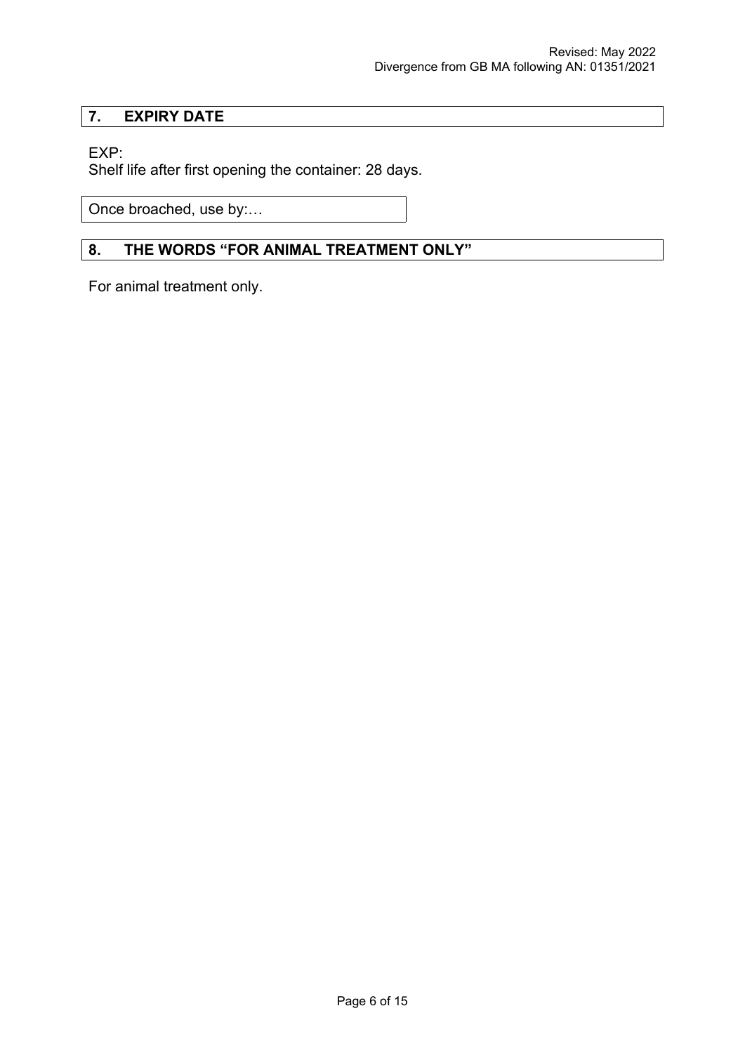## 7. EXPIRY DATE

EXP:
Shelf life after first opening the container: 28 days.

Once broached, use by:…

## 8. THE WORDS "FOR ANIMAL TREATMENT ONLY"

For animal treatment only.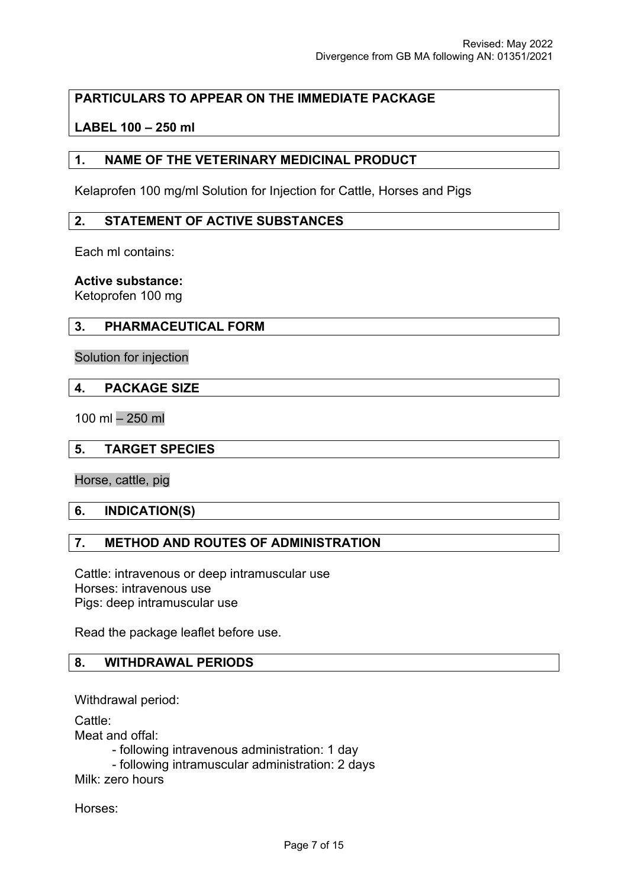**PARTICULARS TO APPEAR ON THE IMMEDIATE PACKAGE**

**LABEL 100 – 250 ml**

## 1. NAME OF THE VETERINARY MEDICINAL PRODUCT

Kelaprofen 100 mg/ml Solution for Injection for Cattle, Horses and Pigs

## 2. STATEMENT OF ACTIVE SUBSTANCES

Each ml contains:

**Active substance:**
Ketoprofen 100 mg

## 3. PHARMACEUTICAL FORM

Solution for injection

## 4. PACKAGE SIZE

100 ml – 250 ml

## 5. TARGET SPECIES

Horse, cattle, pig

## 6. INDICATION(S)

## 7. METHOD AND ROUTES OF ADMINISTRATION

Cattle: intravenous or deep intramuscular use
Horses: intravenous use
Pigs: deep intramuscular use

Read the package leaflet before use.

## 8. WITHDRAWAL PERIODS

Withdrawal period:

Cattle:
Meat and offal:
- following intravenous administration: 1 day
- following intramuscular administration: 2 days

Milk: zero hours

Horses: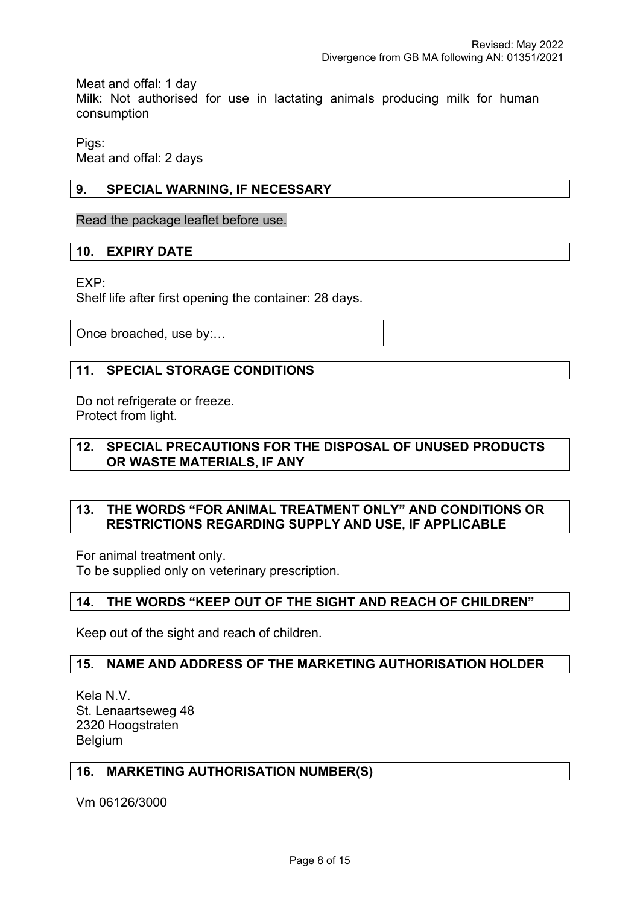Meat and offal: 1 day
Milk: Not authorised for use in lactating animals producing milk for human consumption

Pigs:
Meat and offal: 2 days

## 9. SPECIAL WARNING, IF NECESSARY

Read the package leaflet before use.

## 10. EXPIRY DATE

EXP:
Shelf life after first opening the container: 28 days.

Once broached, use by:…

## 11. SPECIAL STORAGE CONDITIONS

Do not refrigerate or freeze.
Protect from light.

## 12. SPECIAL PRECAUTIONS FOR THE DISPOSAL OF UNUSED PRODUCTS OR WASTE MATERIALS, IF ANY

## 13. THE WORDS "FOR ANIMAL TREATMENT ONLY" AND CONDITIONS OR RESTRICTIONS REGARDING SUPPLY AND USE, IF APPLICABLE

For animal treatment only.
To be supplied only on veterinary prescription.

## 14. THE WORDS "KEEP OUT OF THE SIGHT AND REACH OF CHILDREN"

Keep out of the sight and reach of children.

## 15. NAME AND ADDRESS OF THE MARKETING AUTHORISATION HOLDER

Kela N.V.
St. Lenaartseweg 48
2320 Hoogstraten
Belgium

## 16. MARKETING AUTHORISATION NUMBER(S)

Vm 06126/3000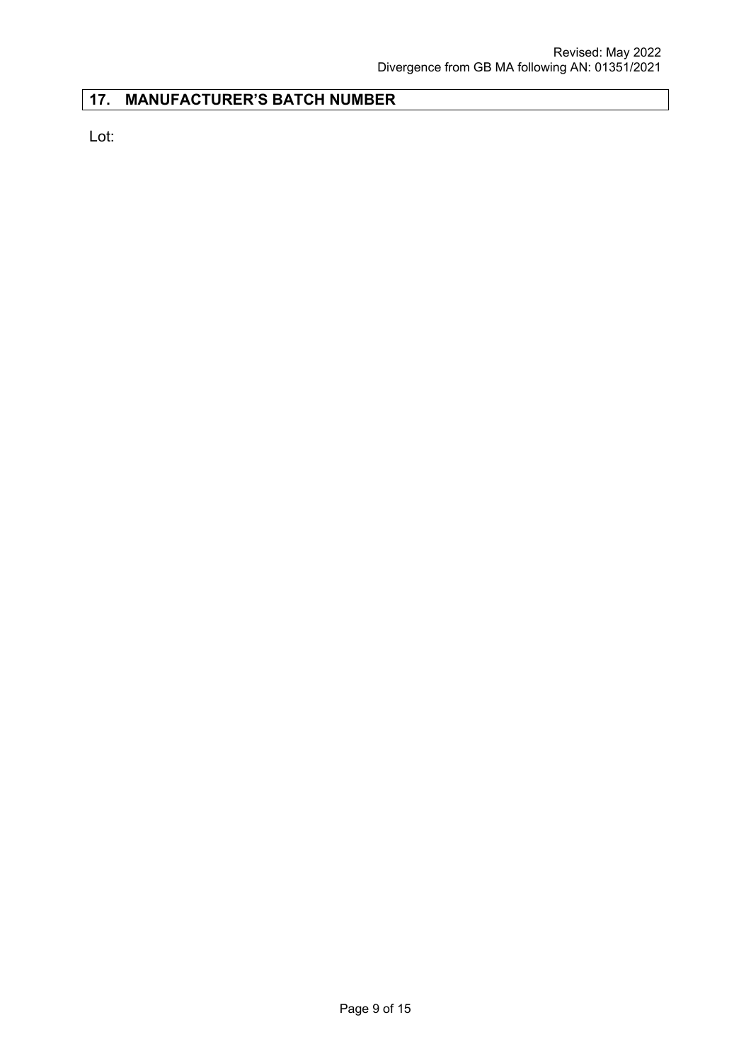## 17. MANUFACTURER'S BATCH NUMBER

Lot: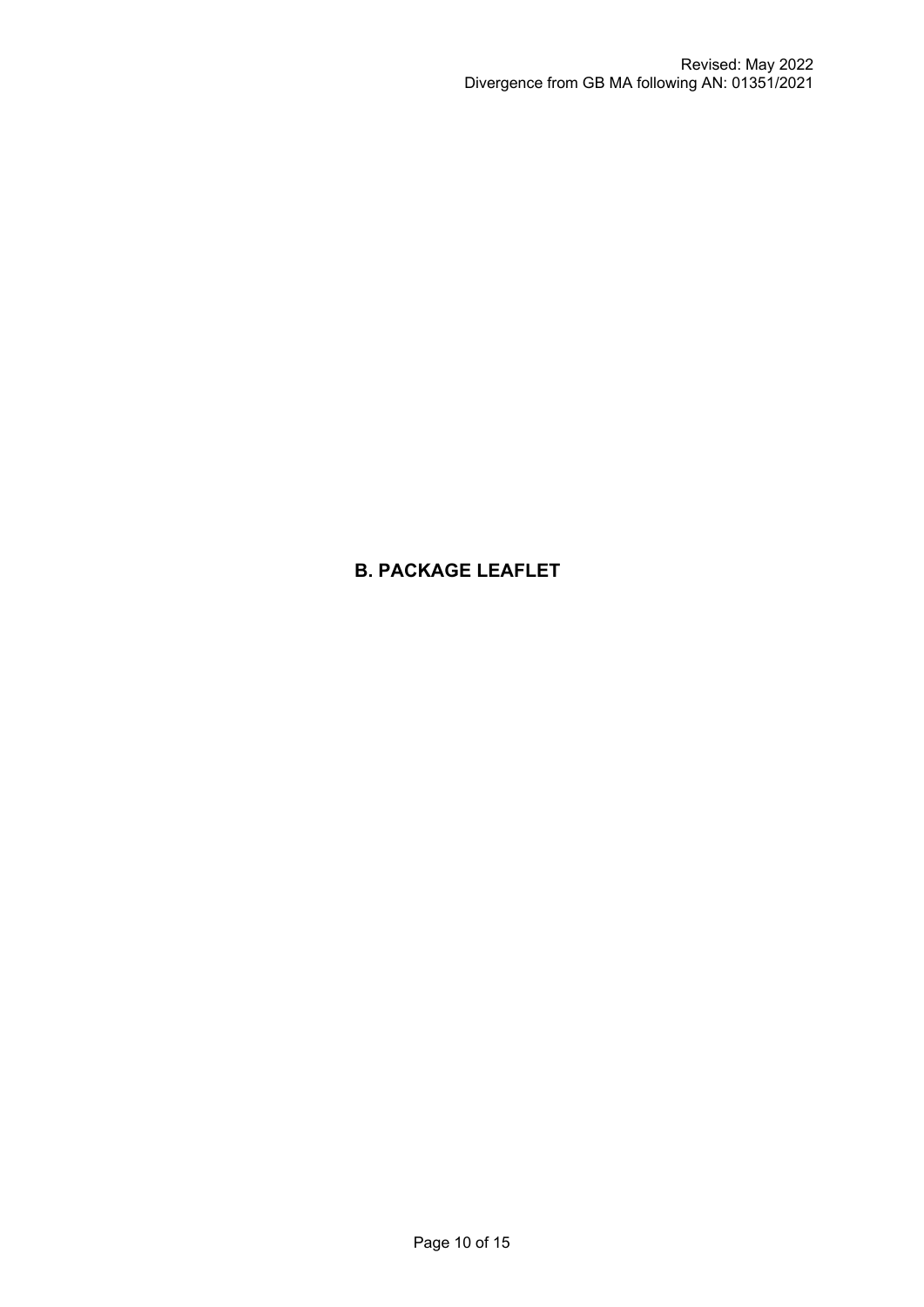# B. PACKAGE LEAFLET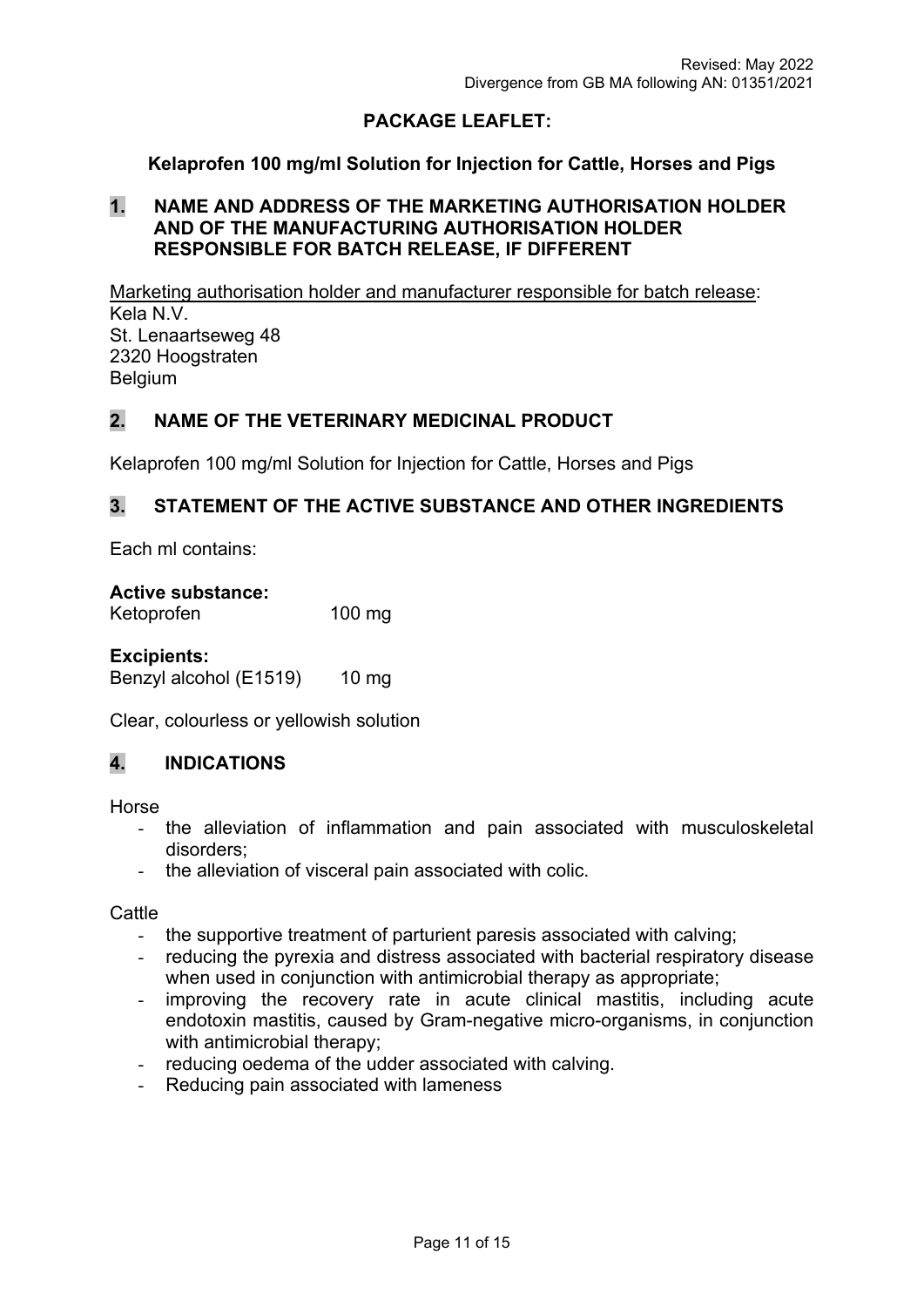Revised: May 2022
Divergence from GB MA following AN: 01351/2021

## PACKAGE LEAFLET:

### Kelaprofen 100 mg/ml Solution for Injection for Cattle, Horses and Pigs

### 1. NAME AND ADDRESS OF THE MARKETING AUTHORISATION HOLDER AND OF THE MANUFACTURING AUTHORISATION HOLDER RESPONSIBLE FOR BATCH RELEASE, IF DIFFERENT

Marketing authorisation holder and manufacturer responsible for batch release:
Kela N.V.
St. Lenaartseweg 48
2320 Hoogstraten
Belgium

### 2. NAME OF THE VETERINARY MEDICINAL PRODUCT

Kelaprofen 100 mg/ml Solution for Injection for Cattle, Horses and Pigs

### 3. STATEMENT OF THE ACTIVE SUBSTANCE AND OTHER INGREDIENTS

Each ml contains:

**Active substance:**
Ketoprofen 100 mg

**Excipients:**
Benzyl alcohol (E1519) 10 mg

Clear, colourless or yellowish solution

### 4. INDICATIONS

Horse

- the alleviation of inflammation and pain associated with musculoskeletal disorders;
- the alleviation of visceral pain associated with colic.

Cattle

- the supportive treatment of parturient paresis associated with calving;
- reducing the pyrexia and distress associated with bacterial respiratory disease when used in conjunction with antimicrobial therapy as appropriate;
- improving the recovery rate in acute clinical mastitis, including acute endotoxin mastitis, caused by Gram-negative micro-organisms, in conjunction with antimicrobial therapy;
- reducing oedema of the udder associated with calving.
- Reducing pain associated with lameness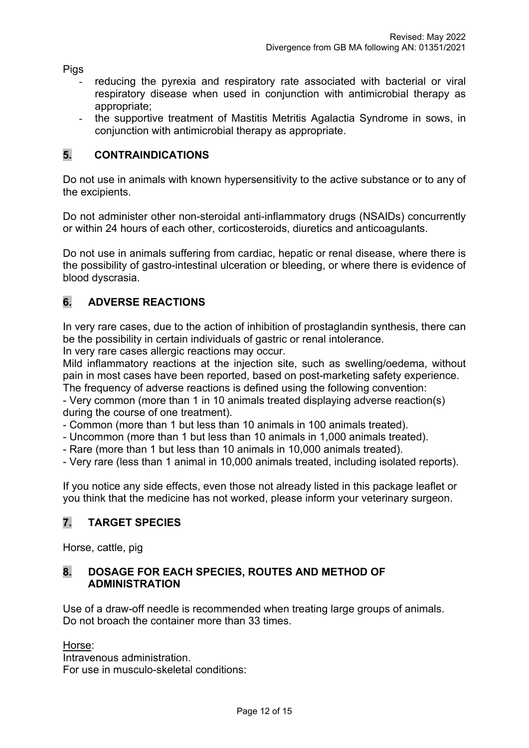Pigs

- reducing the pyrexia and respiratory rate associated with bacterial or viral respiratory disease when used in conjunction with antimicrobial therapy as appropriate;
- the supportive treatment of Mastitis Metritis Agalactia Syndrome in sows, in conjunction with antimicrobial therapy as appropriate.

## 5. CONTRAINDICATIONS

Do not use in animals with known hypersensitivity to the active substance or to any of the excipients.

Do not administer other non-steroidal anti-inflammatory drugs (NSAIDs) concurrently or within 24 hours of each other, corticosteroids, diuretics and anticoagulants.

Do not use in animals suffering from cardiac, hepatic or renal disease, where there is the possibility of gastro-intestinal ulceration or bleeding, or where there is evidence of blood dyscrasia.

## 6. ADVERSE REACTIONS

In very rare cases, due to the action of inhibition of prostaglandin synthesis, there can be the possibility in certain individuals of gastric or renal intolerance.
In very rare cases allergic reactions may occur.
Mild inflammatory reactions at the injection site, such as swelling/oedema, without pain in most cases have been reported, based on post-marketing safety experience.
The frequency of adverse reactions is defined using the following convention:
- Very common (more than 1 in 10 animals treated displaying adverse reaction(s) during the course of one treatment).
- Common (more than 1 but less than 10 animals in 100 animals treated).
- Uncommon (more than 1 but less than 10 animals in 1,000 animals treated).
- Rare (more than 1 but less than 10 animals in 10,000 animals treated).
- Very rare (less than 1 animal in 10,000 animals treated, including isolated reports).

If you notice any side effects, even those not already listed in this package leaflet or you think that the medicine has not worked, please inform your veterinary surgeon.

## 7. TARGET SPECIES

Horse, cattle, pig

## 8. DOSAGE FOR EACH SPECIES, ROUTES AND METHOD OF ADMINISTRATION

Use of a draw-off needle is recommended when treating large groups of animals.
Do not broach the container more than 33 times.

Horse:
Intravenous administration.
For use in musculo-skeletal conditions: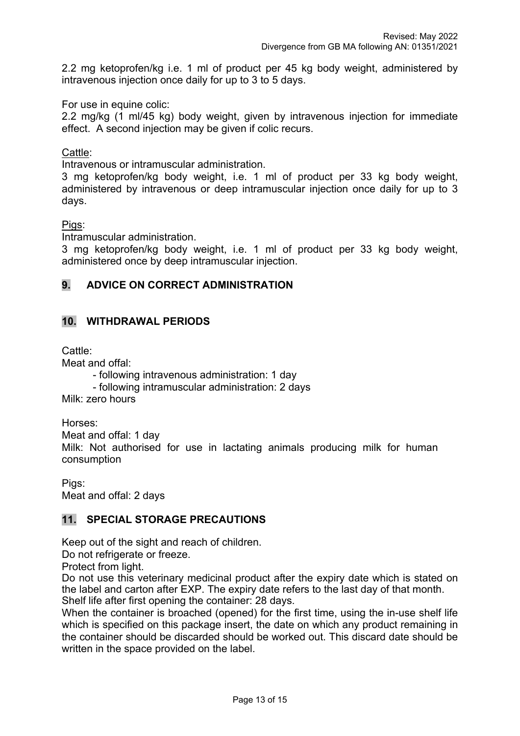2.2 mg ketoprofen/kg i.e. 1 ml of product per 45 kg body weight, administered by intravenous injection once daily for up to 3 to 5 days.

For use in equine colic:
2.2 mg/kg (1 ml/45 kg) body weight, given by intravenous injection for immediate effect. A second injection may be given if colic recurs.

Cattle:
Intravenous or intramuscular administration.
3 mg ketoprofen/kg body weight, i.e. 1 ml of product per 33 kg body weight, administered by intravenous or deep intramuscular injection once daily for up to 3 days.

Pigs:
Intramuscular administration.
3 mg ketoprofen/kg body weight, i.e. 1 ml of product per 33 kg body weight, administered once by deep intramuscular injection.

## 9. ADVICE ON CORRECT ADMINISTRATION

## 10. WITHDRAWAL PERIODS

Cattle:
Meat and offal:
- following intravenous administration: 1 day
- following intramuscular administration: 2 days

Milk: zero hours

Horses:
Meat and offal: 1 day
Milk: Not authorised for use in lactating animals producing milk for human consumption

Pigs:
Meat and offal: 2 days

## 11. SPECIAL STORAGE PRECAUTIONS

Keep out of the sight and reach of children.
Do not refrigerate or freeze.
Protect from light.
Do not use this veterinary medicinal product after the expiry date which is stated on the label and carton after EXP. The expiry date refers to the last day of that month.
Shelf life after first opening the container: 28 days.
When the container is broached (opened) for the first time, using the in-use shelf life which is specified on this package insert, the date on which any product remaining in the container should be discarded should be worked out. This discard date should be written in the space provided on the label.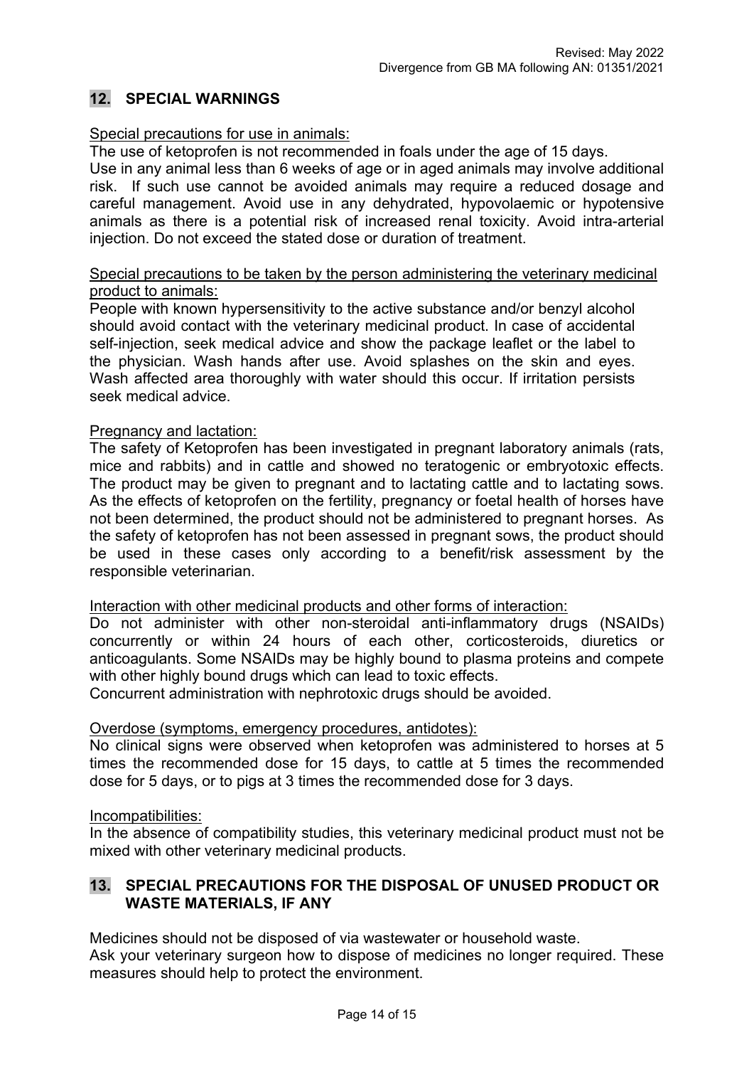## 12. SPECIAL WARNINGS

Special precautions for use in animals:

The use of ketoprofen is not recommended in foals under the age of 15 days.
Use in any animal less than 6 weeks of age or in aged animals may involve additional risk. If such use cannot be avoided animals may require a reduced dosage and careful management. Avoid use in any dehydrated, hypovolaemic or hypotensive animals as there is a potential risk of increased renal toxicity. Avoid intra-arterial injection. Do not exceed the stated dose or duration of treatment.

Special precautions to be taken by the person administering the veterinary medicinal product to animals:

People with known hypersensitivity to the active substance and/or benzyl alcohol should avoid contact with the veterinary medicinal product. In case of accidental self-injection, seek medical advice and show the package leaflet or the label to the physician. Wash hands after use. Avoid splashes on the skin and eyes. Wash affected area thoroughly with water should this occur. If irritation persists seek medical advice.

Pregnancy and lactation:

The safety of Ketoprofen has been investigated in pregnant laboratory animals (rats, mice and rabbits) and in cattle and showed no teratogenic or embryotoxic effects. The product may be given to pregnant and to lactating cattle and to lactating sows. As the effects of ketoprofen on the fertility, pregnancy or foetal health of horses have not been determined, the product should not be administered to pregnant horses. As the safety of ketoprofen has not been assessed in pregnant sows, the product should be used in these cases only according to a benefit/risk assessment by the responsible veterinarian.

Interaction with other medicinal products and other forms of interaction:

Do not administer with other non-steroidal anti-inflammatory drugs (NSAIDs) concurrently or within 24 hours of each other, corticosteroids, diuretics or anticoagulants. Some NSAIDs may be highly bound to plasma proteins and compete with other highly bound drugs which can lead to toxic effects.
Concurrent administration with nephrotoxic drugs should be avoided.

Overdose (symptoms, emergency procedures, antidotes):

No clinical signs were observed when ketoprofen was administered to horses at 5 times the recommended dose for 15 days, to cattle at 5 times the recommended dose for 5 days, or to pigs at 3 times the recommended dose for 3 days.

Incompatibilities:

In the absence of compatibility studies, this veterinary medicinal product must not be mixed with other veterinary medicinal products.

## 13. SPECIAL PRECAUTIONS FOR THE DISPOSAL OF UNUSED PRODUCT OR WASTE MATERIALS, IF ANY

Medicines should not be disposed of via wastewater or household waste.
Ask your veterinary surgeon how to dispose of medicines no longer required. These measures should help to protect the environment.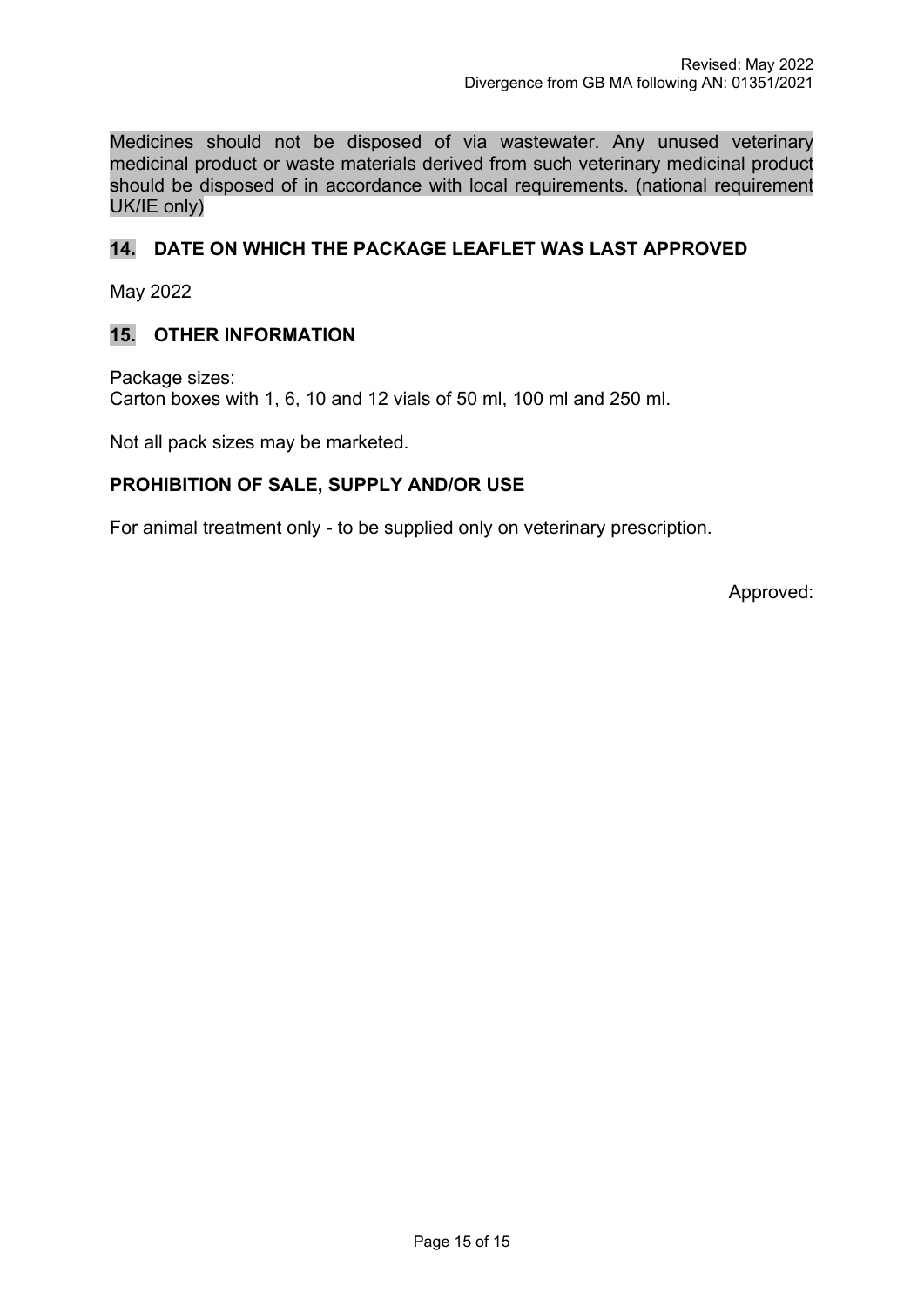Medicines should not be disposed of via wastewater. Any unused veterinary medicinal product or waste materials derived from such veterinary medicinal product should be disposed of in accordance with local requirements. (national requirement UK/IE only)

## 14. DATE ON WHICH THE PACKAGE LEAFLET WAS LAST APPROVED

May 2022

## 15. OTHER INFORMATION

Package sizes:
Carton boxes with 1, 6, 10 and 12 vials of 50 ml, 100 ml and 250 ml.

Not all pack sizes may be marketed.

**PROHIBITION OF SALE, SUPPLY AND/OR USE**

For animal treatment only - to be supplied only on veterinary prescription.

Approved: